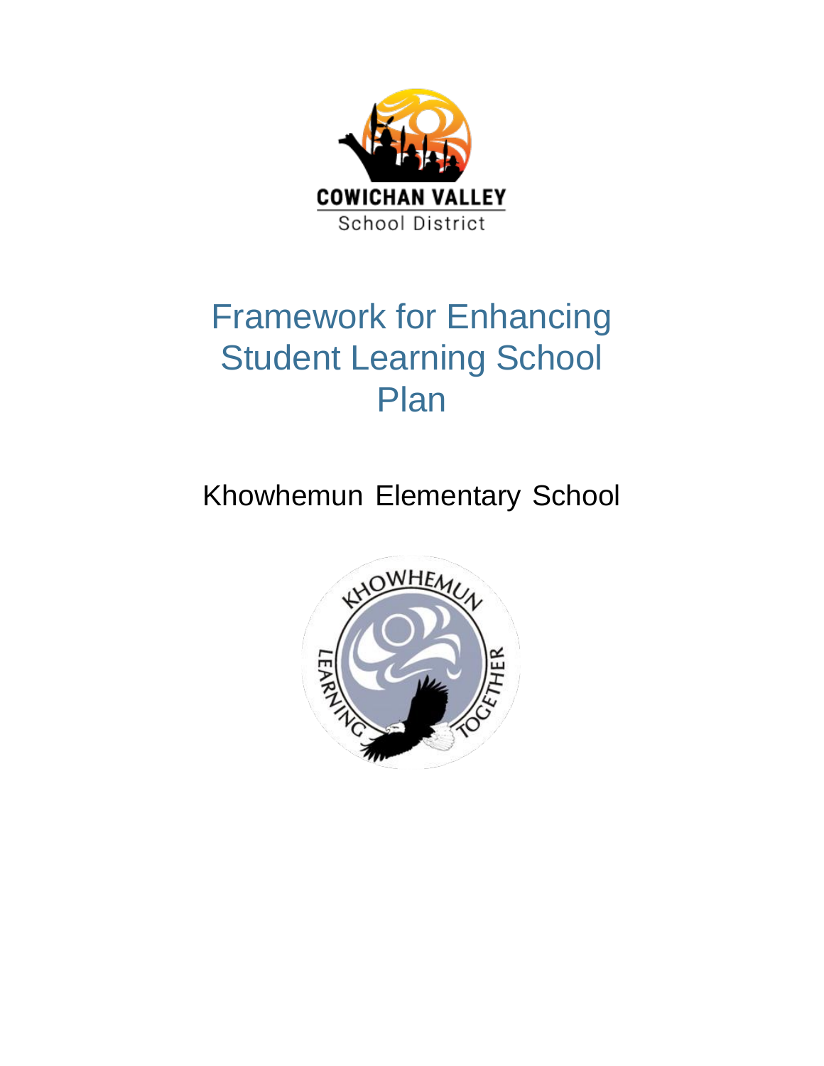COWICHAN VALLEY
School District

# Framework for Enhancing Student Learning School Plan

## Khowhemun Elementary School

KHOWHEMUN
LEARNING TOGETHER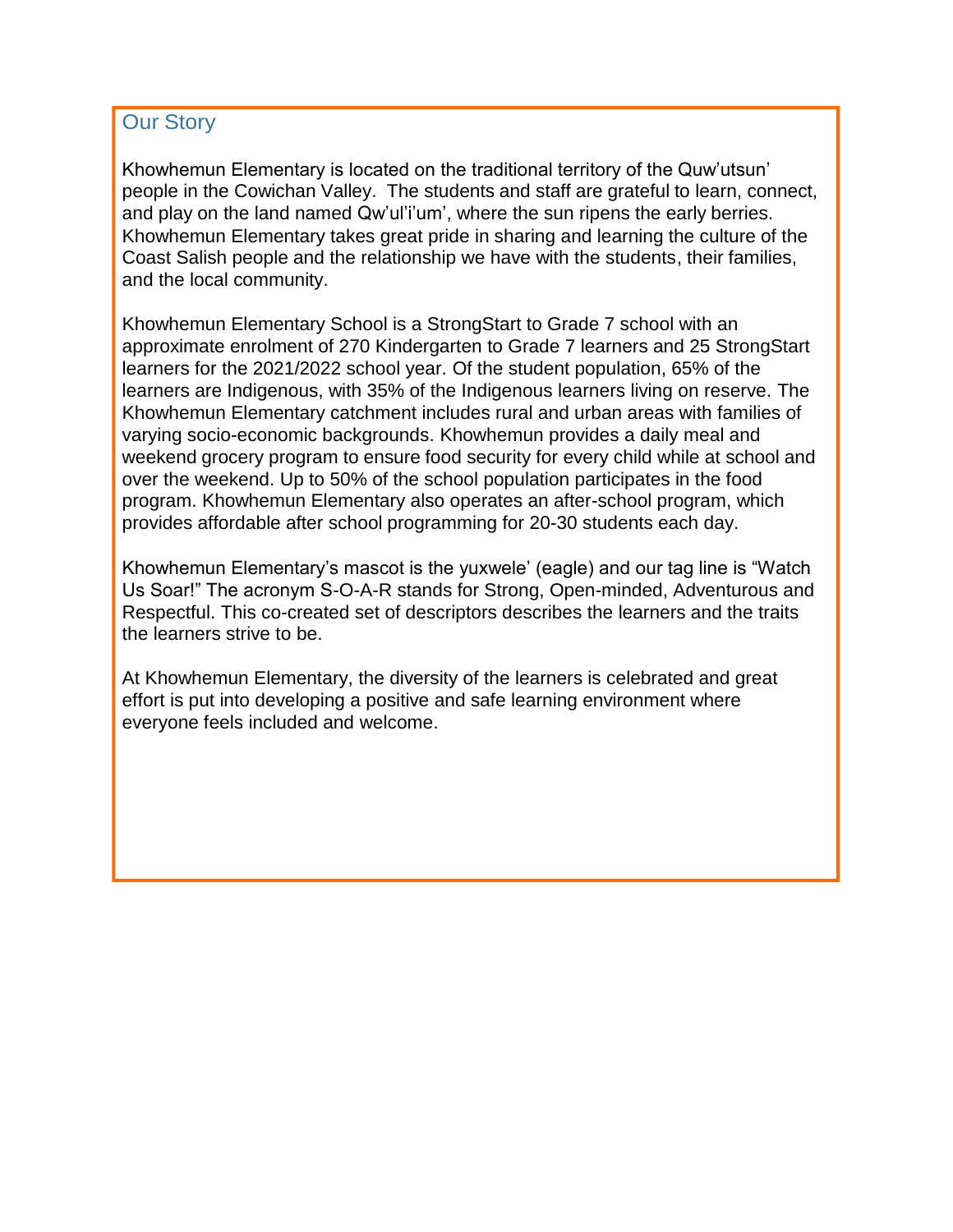## Our Story

Khowhemun Elementary is located on the traditional territory of the Quw'utsun' people in the Cowichan Valley. The students and staff are grateful to learn, connect, and play on the land named Qw'ul'i'um', where the sun ripens the early berries. Khowhemun Elementary takes great pride in sharing and learning the culture of the Coast Salish people and the relationship we have with the students, their families, and the local community.

Khowhemun Elementary School is a StrongStart to Grade 7 school with an approximate enrolment of 270 Kindergarten to Grade 7 learners and 25 StrongStart learners for the 2021/2022 school year. Of the student population, 65% of the learners are Indigenous, with 35% of the Indigenous learners living on reserve. The Khowhemun Elementary catchment includes rural and urban areas with families of varying socio-economic backgrounds. Khowhemun provides a daily meal and weekend grocery program to ensure food security for every child while at school and over the weekend. Up to 50% of the school population participates in the food program. Khowhemun Elementary also operates an after-school program, which provides affordable after school programming for 20-30 students each day.

Khowhemun Elementary's mascot is the yuxwele' (eagle) and our tag line is "Watch Us Soar!" The acronym S-O-A-R stands for Strong, Open-minded, Adventurous and Respectful. This co-created set of descriptors describes the learners and the traits the learners strive to be.

At Khowhemun Elementary, the diversity of the learners is celebrated and great effort is put into developing a positive and safe learning environment where everyone feels included and welcome.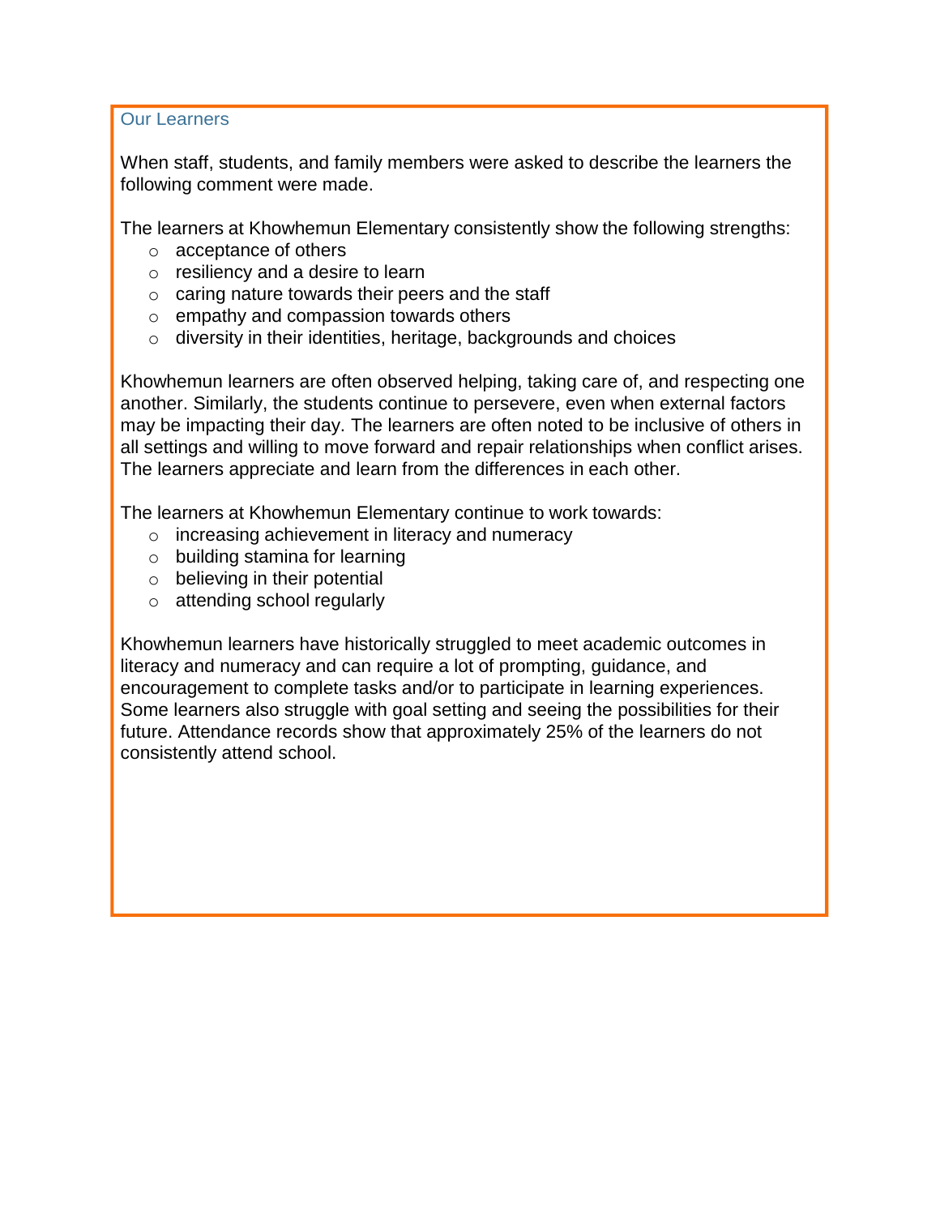## Our Learners

When staff, students, and family members were asked to describe the learners the following comment were made.

The learners at Khowhemun Elementary consistently show the following strengths:

- acceptance of others
- resiliency and a desire to learn
- caring nature towards their peers and the staff
- empathy and compassion towards others
- diversity in their identities, heritage, backgrounds and choices

Khowhemun learners are often observed helping, taking care of, and respecting one another. Similarly, the students continue to persevere, even when external factors may be impacting their day. The learners are often noted to be inclusive of others in all settings and willing to move forward and repair relationships when conflict arises. The learners appreciate and learn from the differences in each other.

The learners at Khowhemun Elementary continue to work towards:

- increasing achievement in literacy and numeracy
- building stamina for learning
- believing in their potential
- attending school regularly

Khowhemun learners have historically struggled to meet academic outcomes in literacy and numeracy and can require a lot of prompting, guidance, and encouragement to complete tasks and/or to participate in learning experiences. Some learners also struggle with goal setting and seeing the possibilities for their future. Attendance records show that approximately 25% of the learners do not consistently attend school.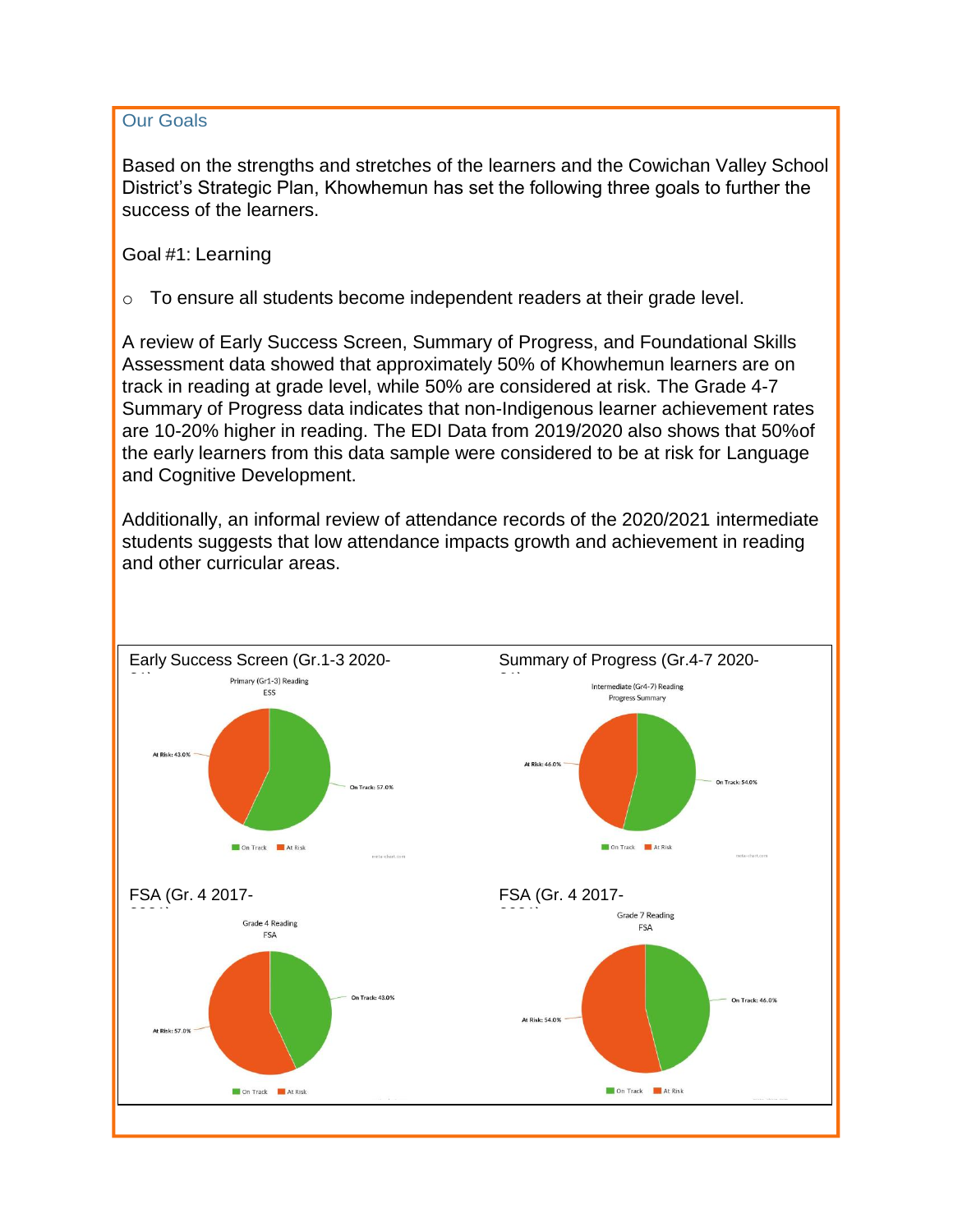## Our Goals

Based on the strengths and stretches of the learners and the Cowichan Valley School District's Strategic Plan, Khowhemun has set the following three goals to further the success of the learners.

Goal #1: Learning

- To ensure all students become independent readers at their grade level.

A review of Early Success Screen, Summary of Progress, and Foundational Skills Assessment data showed that approximately 50% of Khowhemun learners are on track in reading at grade level, while 50% are considered at risk. The Grade 4-7 Summary of Progress data indicates that non-Indigenous learner achievement rates are 10-20% higher in reading. The EDI Data from 2019/2020 also shows that 50%of the early learners from this data sample were considered to be at risk for Language and Cognitive Development.

Additionally, an informal review of attendance records of the 2020/2021 intermediate students suggests that low attendance impacts growth and achievement in reading and other curricular areas.

Early Success Screen (Gr.1-3 2020-21)

Primary (Gr1-3) Reading ESS

- At Risk: 43.0%
- On Track: 57.0%

Summary of Progress (Gr.4-7 2020-21)

Intermediate (Gr4-7) Reading Progress Summary

- At Risk: 46.0%
- On Track: 54.0%

FSA (Gr. 4 2017-2021)

Grade 4 Reading FSA

- At Risk: 57.0%
- On Track: 43.0%

FSA (Gr. 4 2017-2021)

Grade 7 Reading FSA

- At Risk: 54.0%
- On Track: 46.0%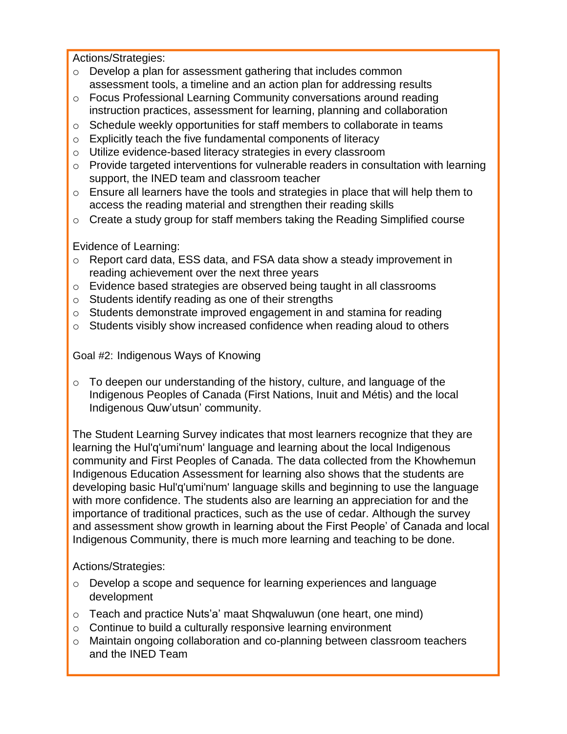Actions/Strategies:

- Develop a plan for assessment gathering that includes common assessment tools, a timeline and an action plan for addressing results
- Focus Professional Learning Community conversations around reading instruction practices, assessment for learning, planning and collaboration
- Schedule weekly opportunities for staff members to collaborate in teams
- Explicitly teach the five fundamental components of literacy
- Utilize evidence-based literacy strategies in every classroom
- Provide targeted interventions for vulnerable readers in consultation with learning support, the INED team and classroom teacher
- Ensure all learners have the tools and strategies in place that will help them to access the reading material and strengthen their reading skills
- Create a study group for staff members taking the Reading Simplified course

Evidence of Learning:

- Report card data, ESS data, and FSA data show a steady improvement in reading achievement over the next three years
- Evidence based strategies are observed being taught in all classrooms
- Students identify reading as one of their strengths
- Students demonstrate improved engagement in and stamina for reading
- Students visibly show increased confidence when reading aloud to others

Goal #2: Indigenous Ways of Knowing

- To deepen our understanding of the history, culture, and language of the Indigenous Peoples of Canada (First Nations, Inuit and Métis) and the local Indigenous Quw'utsun' community.

The Student Learning Survey indicates that most learners recognize that they are learning the Hul'q'umi'num' language and learning about the local Indigenous community and First Peoples of Canada. The data collected from the Khowhemun Indigenous Education Assessment for learning also shows that the students are developing basic Hul'q'umi'num' language skills and beginning to use the language with more confidence. The students also are learning an appreciation for and the importance of traditional practices, such as the use of cedar. Although the survey and assessment show growth in learning about the First People' of Canada and local Indigenous Community, there is much more learning and teaching to be done.

Actions/Strategies:

- Develop a scope and sequence for learning experiences and language development
- Teach and practice Nuts'a' maat Shqwaluwun (one heart, one mind)
- Continue to build a culturally responsive learning environment
- Maintain ongoing collaboration and co-planning between classroom teachers and the INED Team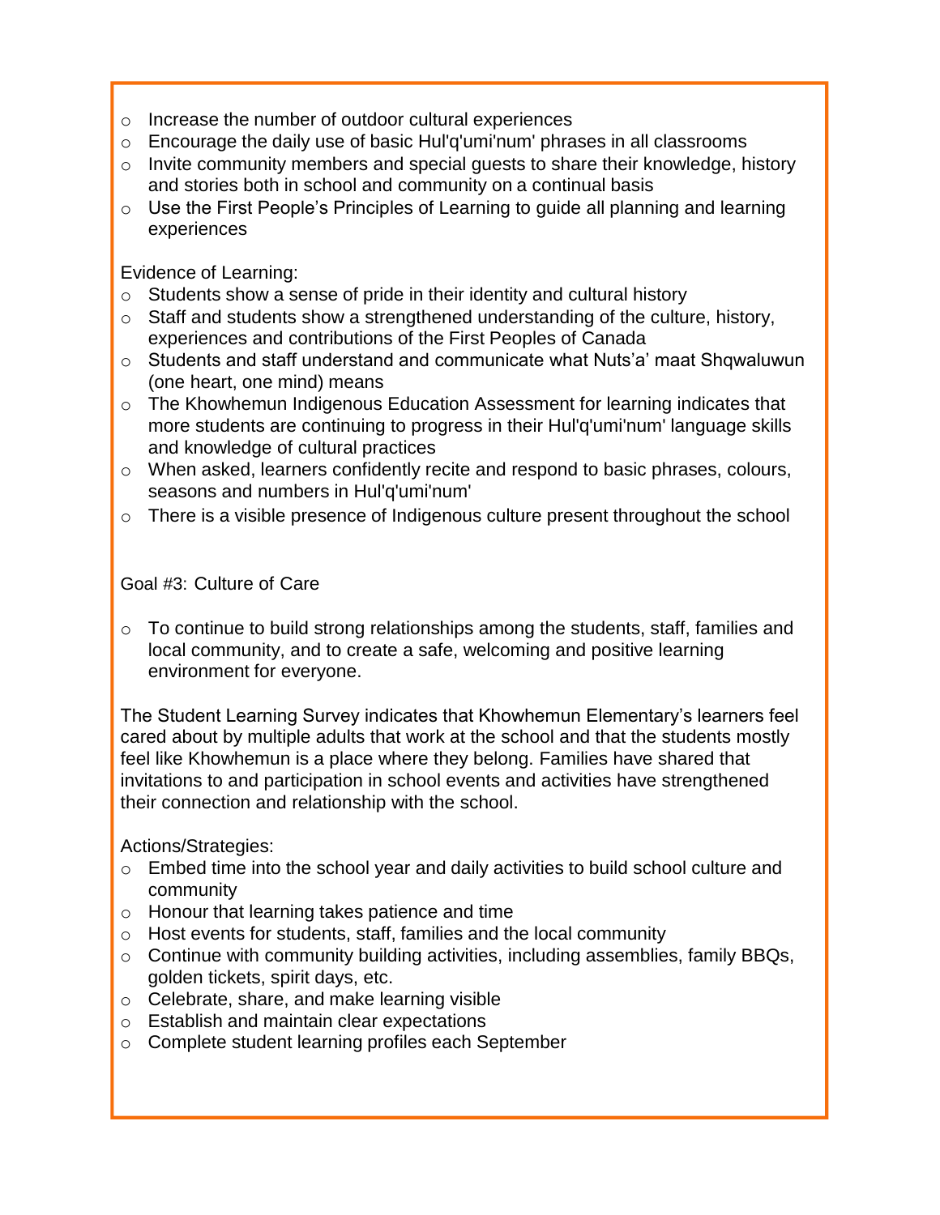- Increase the number of outdoor cultural experiences
- Encourage the daily use of basic Hul'q'umi'num' phrases in all classrooms
- Invite community members and special guests to share their knowledge, history and stories both in school and community on a continual basis
- Use the First People's Principles of Learning to guide all planning and learning experiences

Evidence of Learning:

- Students show a sense of pride in their identity and cultural history
- Staff and students show a strengthened understanding of the culture, history, experiences and contributions of the First Peoples of Canada
- Students and staff understand and communicate what Nuts'a' maat Shqwaluwun (one heart, one mind) means
- The Khowhemun Indigenous Education Assessment for learning indicates that more students are continuing to progress in their Hul'q'umi'num' language skills and knowledge of cultural practices
- When asked, learners confidently recite and respond to basic phrases, colours, seasons and numbers in Hul'q'umi'num'
- There is a visible presence of Indigenous culture present throughout the school

## Goal #3: Culture of Care

- To continue to build strong relationships among the students, staff, families and local community, and to create a safe, welcoming and positive learning environment for everyone.

The Student Learning Survey indicates that Khowhemun Elementary's learners feel cared about by multiple adults that work at the school and that the students mostly feel like Khowhemun is a place where they belong. Families have shared that invitations to and participation in school events and activities have strengthened their connection and relationship with the school.

Actions/Strategies:

- Embed time into the school year and daily activities to build school culture and community
- Honour that learning takes patience and time
- Host events for students, staff, families and the local community
- Continue with community building activities, including assemblies, family BBQs, golden tickets, spirit days, etc.
- Celebrate, share, and make learning visible
- Establish and maintain clear expectations
- Complete student learning profiles each September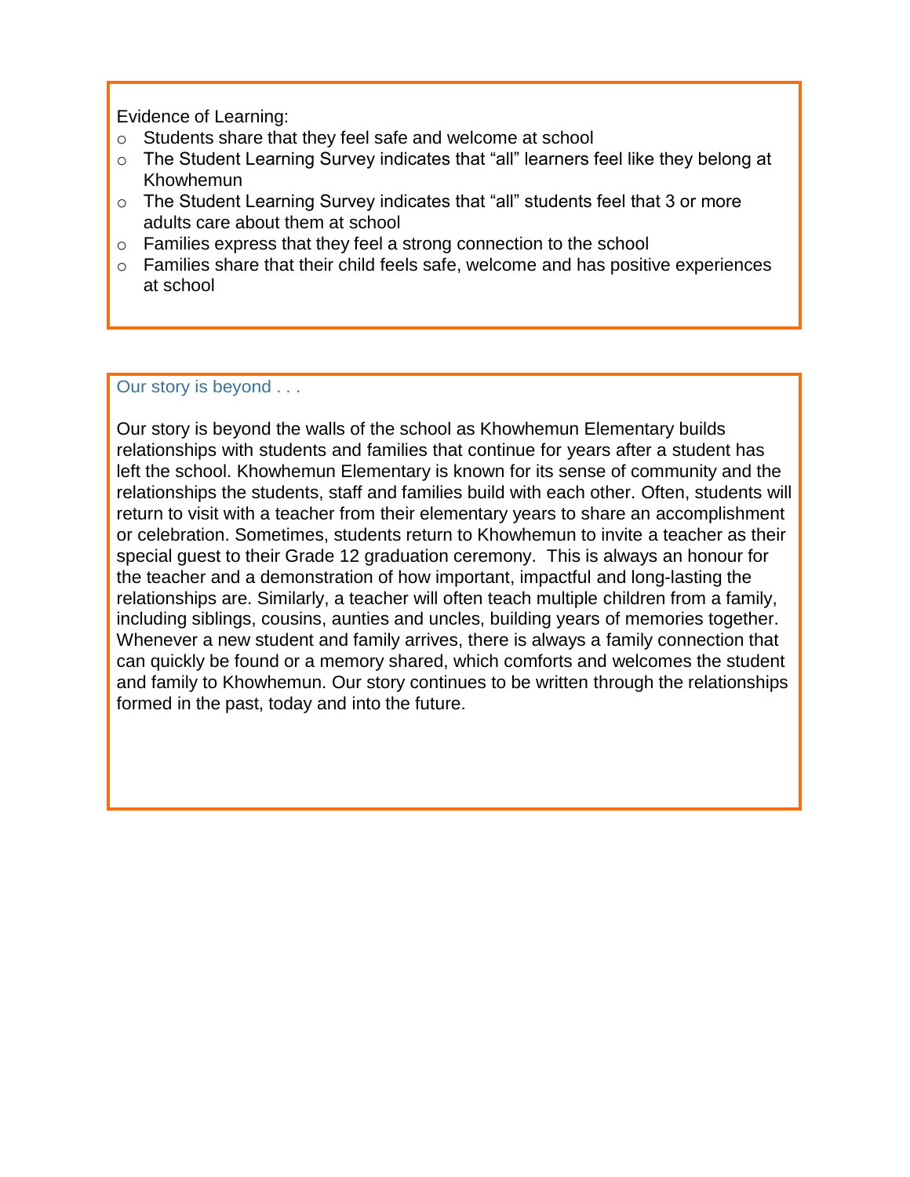Evidence of Learning:

- Students share that they feel safe and welcome at school
- The Student Learning Survey indicates that "all" learners feel like they belong at Khowhemun
- The Student Learning Survey indicates that "all" students feel that 3 or more adults care about them at school
- Families express that they feel a strong connection to the school
- Families share that their child feels safe, welcome and has positive experiences at school

## Our story is beyond . . .

Our story is beyond the walls of the school as Khowhemun Elementary builds relationships with students and families that continue for years after a student has left the school. Khowhemun Elementary is known for its sense of community and the relationships the students, staff and families build with each other. Often, students will return to visit with a teacher from their elementary years to share an accomplishment or celebration. Sometimes, students return to Khowhemun to invite a teacher as their special guest to their Grade 12 graduation ceremony. This is always an honour for the teacher and a demonstration of how important, impactful and long-lasting the relationships are. Similarly, a teacher will often teach multiple children from a family, including siblings, cousins, aunties and uncles, building years of memories together. Whenever a new student and family arrives, there is always a family connection that can quickly be found or a memory shared, which comforts and welcomes the student and family to Khowhemun. Our story continues to be written through the relationships formed in the past, today and into the future.